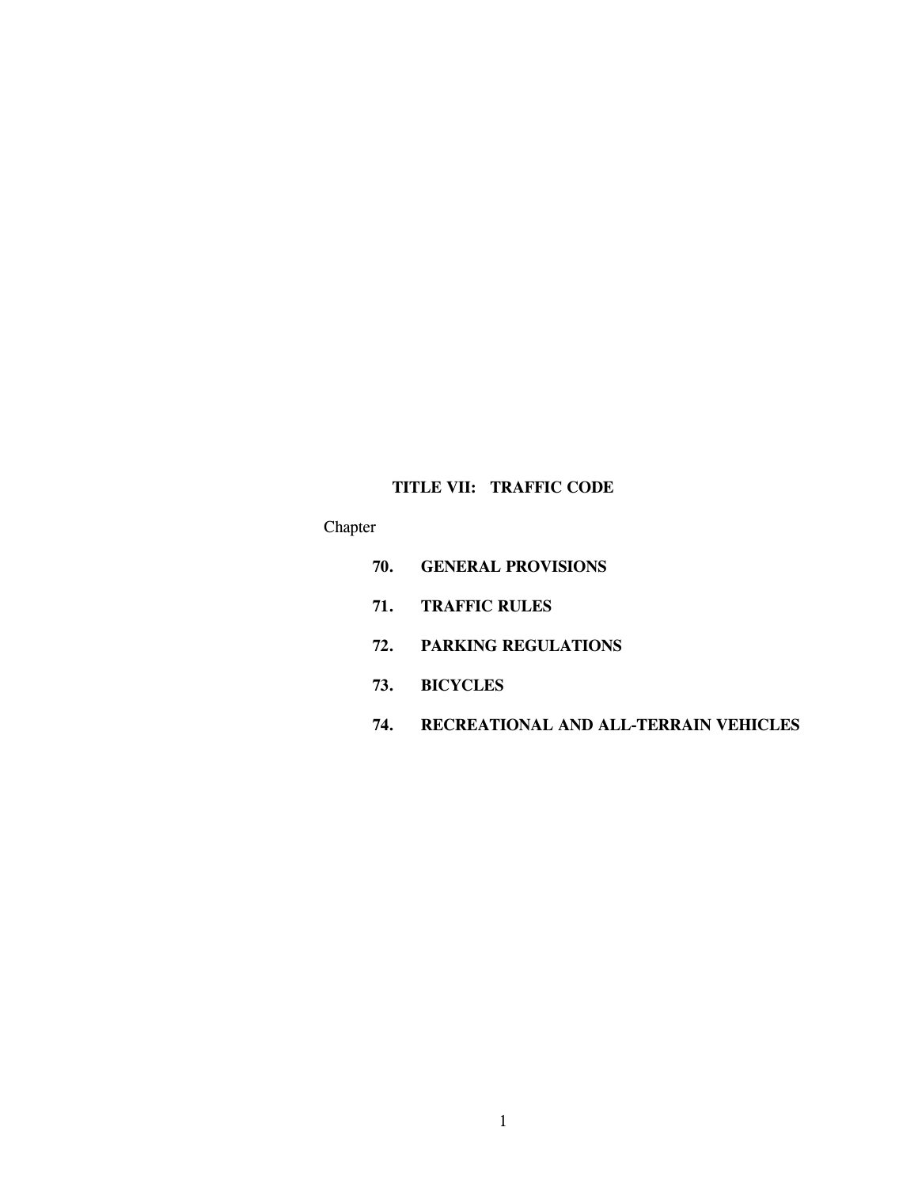# TITLE VII: TRAFFIC CODE

Chapter

**70. GENERAL PROVISIONS**

**71. TRAFFIC RULES**

**72. PARKING REGULATIONS**

**73. BICYCLES**

**74. RECREATIONAL AND ALL-TERRAIN VEHICLES**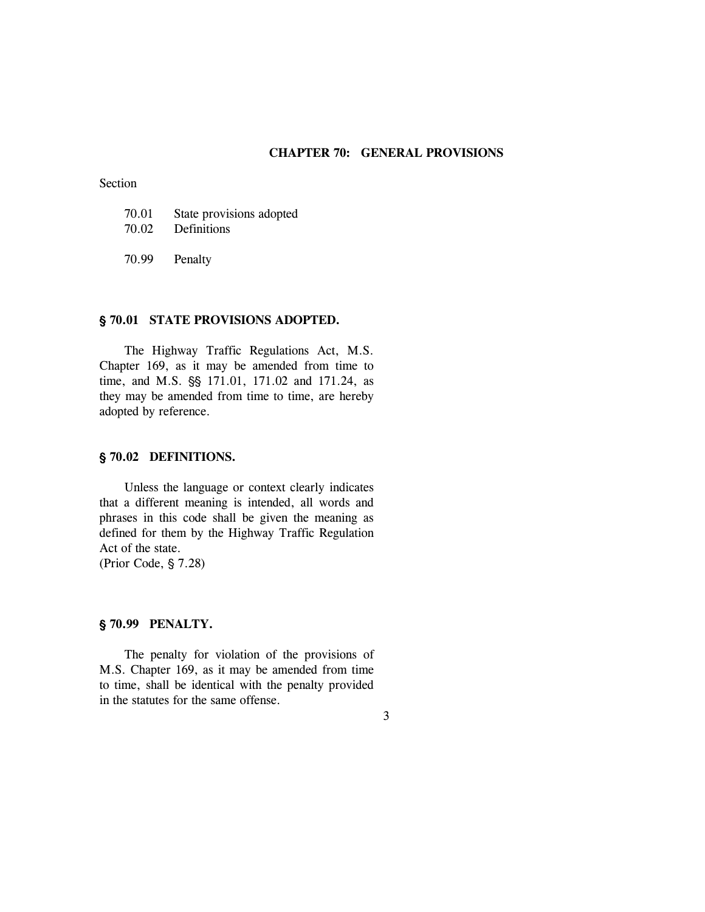# CHAPTER 70: GENERAL PROVISIONS

Section

70.01 State provisions adopted
70.02 Definitions

70.99 Penalty

## § 70.01 STATE PROVISIONS ADOPTED.

The Highway Traffic Regulations Act, M.S. Chapter 169, as it may be amended from time to time, and M.S. §§ 171.01, 171.02 and 171.24, as they may be amended from time to time, are hereby adopted by reference.

## § 70.02 DEFINITIONS.

Unless the language or context clearly indicates that a different meaning is intended, all words and phrases in this code shall be given the meaning as defined for them by the Highway Traffic Regulation Act of the state.
(Prior Code, § 7.28)

## § 70.99 PENALTY.

The penalty for violation of the provisions of M.S. Chapter 169, as it may be amended from time to time, shall be identical with the penalty provided in the statutes for the same offense.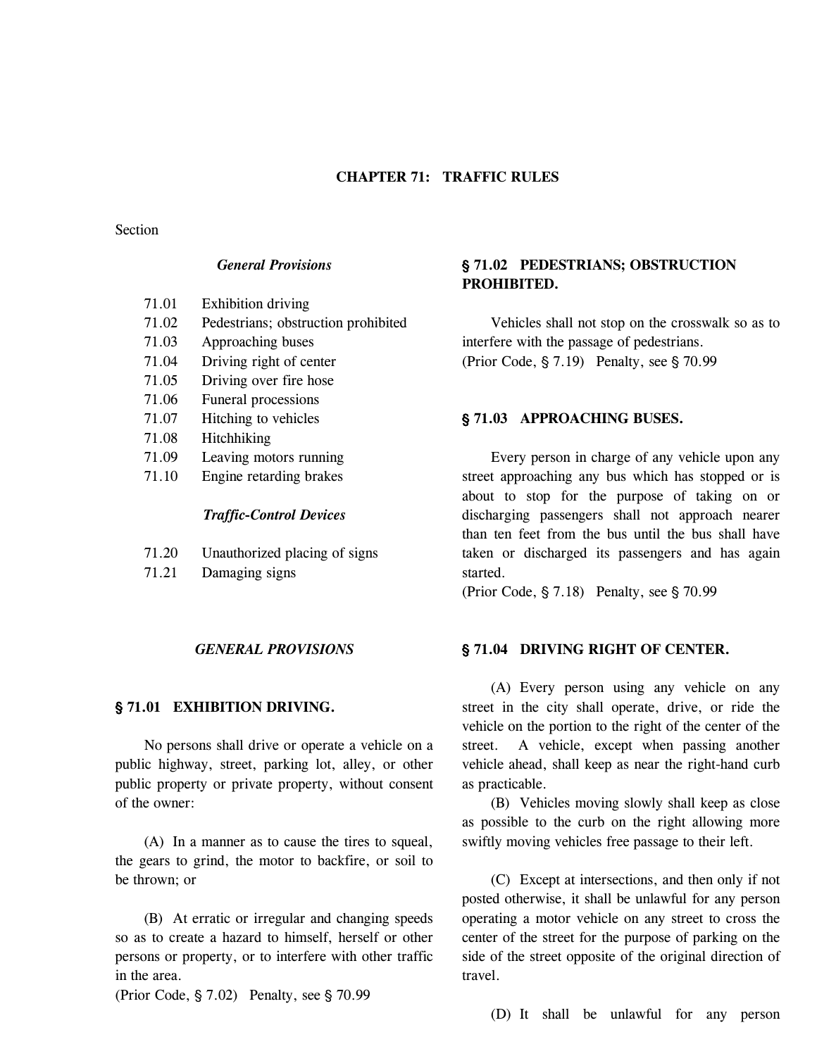# CHAPTER 71: TRAFFIC RULES

Section

*General Provisions*

71.01 Exhibition driving
71.02 Pedestrians; obstruction prohibited
71.03 Approaching buses
71.04 Driving right of center
71.05 Driving over fire hose
71.06 Funeral processions
71.07 Hitching to vehicles
71.08 Hitchhiking
71.09 Leaving motors running
71.10 Engine retarding brakes

*Traffic-Control Devices*

71.20 Unauthorized placing of signs
71.21 Damaging signs

## *GENERAL PROVISIONS*

### § 71.01 EXHIBITION DRIVING.

No persons shall drive or operate a vehicle on a public highway, street, parking lot, alley, or other public property or private property, without consent of the owner:

(A) In a manner as to cause the tires to squeal, the gears to grind, the motor to backfire, or soil to be thrown; or

(B) At erratic or irregular and changing speeds so as to create a hazard to himself, herself or other persons or property, or to interfere with other traffic in the area.
(Prior Code, § 7.02) Penalty, see § 70.99

### § 71.02 PEDESTRIANS; OBSTRUCTION PROHIBITED.

Vehicles shall not stop on the crosswalk so as to interfere with the passage of pedestrians.
(Prior Code, § 7.19) Penalty, see § 70.99

### § 71.03 APPROACHING BUSES.

Every person in charge of any vehicle upon any street approaching any bus which has stopped or is about to stop for the purpose of taking on or discharging passengers shall not approach nearer than ten feet from the bus until the bus shall have taken or discharged its passengers and has again started.
(Prior Code, § 7.18) Penalty, see § 70.99

### § 71.04 DRIVING RIGHT OF CENTER.

(A) Every person using any vehicle on any street in the city shall operate, drive, or ride the vehicle on the portion to the right of the center of the street. A vehicle, except when passing another vehicle ahead, shall keep as near the right-hand curb as practicable.

(B) Vehicles moving slowly shall keep as close as possible to the curb on the right allowing more swiftly moving vehicles free passage to their left.

(C) Except at intersections, and then only if not posted otherwise, it shall be unlawful for any person operating a motor vehicle on any street to cross the center of the street for the purpose of parking on the side of the street opposite of the original direction of travel.

(D) It shall be unlawful for any person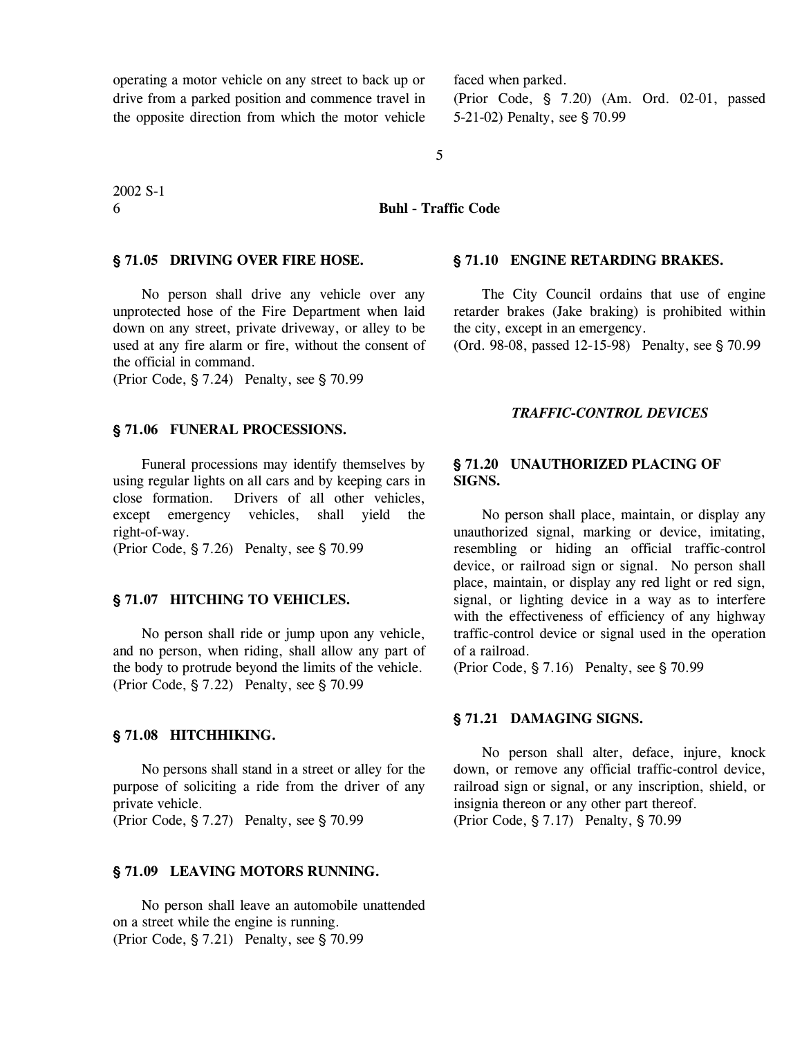operating a motor vehicle on any street to back up or drive from a parked position and commence travel in the opposite direction from which the motor vehicle faced when parked.
(Prior Code, § 7.20) (Am. Ord. 02-01, passed 5-21-02) Penalty, see § 70.99

### § 71.05 DRIVING OVER FIRE HOSE.

No person shall drive any vehicle over any unprotected hose of the Fire Department when laid down on any street, private driveway, or alley to be used at any fire alarm or fire, without the consent of the official in command.
(Prior Code, § 7.24) Penalty, see § 70.99

### § 71.06 FUNERAL PROCESSIONS.

Funeral processions may identify themselves by using regular lights on all cars and by keeping cars in close formation. Drivers of all other vehicles, except emergency vehicles, shall yield the right-of-way.
(Prior Code, § 7.26) Penalty, see § 70.99

### § 71.07 HITCHING TO VEHICLES.

No person shall ride or jump upon any vehicle, and no person, when riding, shall allow any part of the body to protrude beyond the limits of the vehicle.
(Prior Code, § 7.22) Penalty, see § 70.99

### § 71.08 HITCHHIKING.

No persons shall stand in a street or alley for the purpose of soliciting a ride from the driver of any private vehicle.
(Prior Code, § 7.27) Penalty, see § 70.99

### § 71.09 LEAVING MOTORS RUNNING.

No person shall leave an automobile unattended on a street while the engine is running.
(Prior Code, § 7.21) Penalty, see § 70.99

### § 71.10 ENGINE RETARDING BRAKES.

The City Council ordains that use of engine retarder brakes (Jake braking) is prohibited within the city, except in an emergency.
(Ord. 98-08, passed 12-15-98) Penalty, see § 70.99

## *TRAFFIC-CONTROL DEVICES*

### § 71.20 UNAUTHORIZED PLACING OF SIGNS.

No person shall place, maintain, or display any unauthorized signal, marking or device, imitating, resembling or hiding an official traffic-control device, or railroad sign or signal. No person shall place, maintain, or display any red light or red sign, signal, or lighting device in a way as to interfere with the effectiveness of efficiency of any highway traffic-control device or signal used in the operation of a railroad.
(Prior Code, § 7.16) Penalty, see § 70.99

### § 71.21 DAMAGING SIGNS.

No person shall alter, deface, injure, knock down, or remove any official traffic-control device, railroad sign or signal, or any inscription, shield, or insignia thereon or any other part thereof.
(Prior Code, § 7.17) Penalty, § 70.99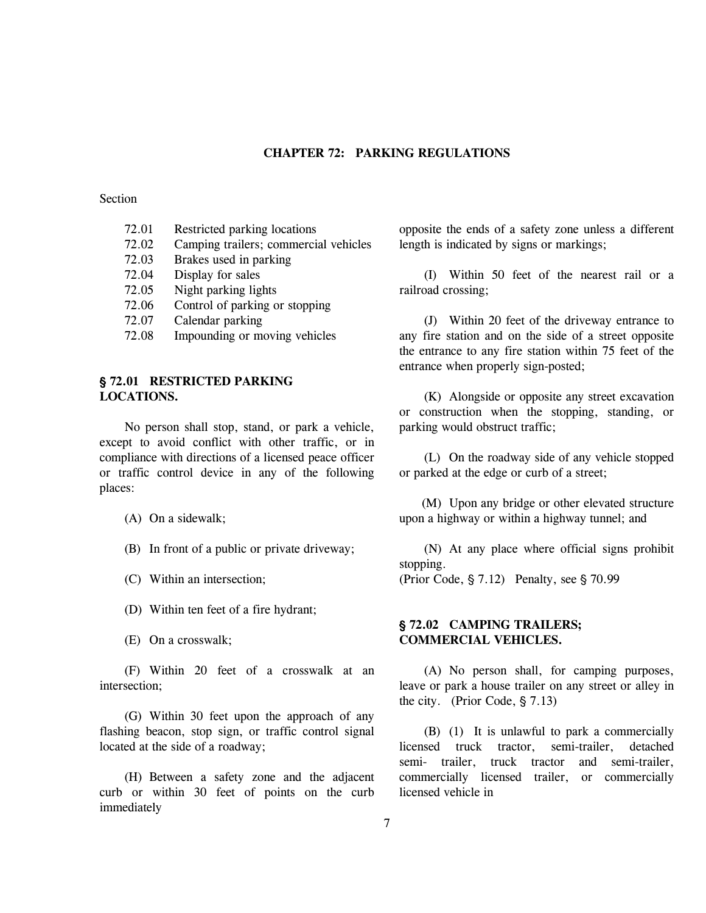## CHAPTER 72: PARKING REGULATIONS

Section

- 72.01 Restricted parking locations
- 72.02 Camping trailers; commercial vehicles
- 72.03 Brakes used in parking
- 72.04 Display for sales
- 72.05 Night parking lights
- 72.06 Control of parking or stopping
- 72.07 Calendar parking
- 72.08 Impounding or moving vehicles

### § 72.01 RESTRICTED PARKING LOCATIONS.

No person shall stop, stand, or park a vehicle, except to avoid conflict with other traffic, or in compliance with directions of a licensed peace officer or traffic control device in any of the following places:

(A) On a sidewalk;

(B) In front of a public or private driveway;

(C) Within an intersection;

(D) Within ten feet of a fire hydrant;

(E) On a crosswalk;

(F) Within 20 feet of a crosswalk at an intersection;

(G) Within 30 feet upon the approach of any flashing beacon, stop sign, or traffic control signal located at the side of a roadway;

(H) Between a safety zone and the adjacent curb or within 30 feet of points on the curb immediately opposite the ends of a safety zone unless a different length is indicated by signs or markings;

(I) Within 50 feet of the nearest rail or a railroad crossing;

(J) Within 20 feet of the driveway entrance to any fire station and on the side of a street opposite the entrance to any fire station within 75 feet of the entrance when properly sign-posted;

(K) Alongside or opposite any street excavation or construction when the stopping, standing, or parking would obstruct traffic;

(L) On the roadway side of any vehicle stopped or parked at the edge or curb of a street;

(M) Upon any bridge or other elevated structure upon a highway or within a highway tunnel; and

(N) At any place where official signs prohibit stopping.
(Prior Code, § 7.12) Penalty, see § 70.99

### § 72.02 CAMPING TRAILERS; COMMERCIAL VEHICLES.

(A) No person shall, for camping purposes, leave or park a house trailer on any street or alley in the city. (Prior Code, § 7.13)

(B) (1) It is unlawful to park a commercially licensed truck tractor, semi-trailer, detached semi- trailer, truck tractor and semi-trailer, commercially licensed trailer, or commercially licensed vehicle in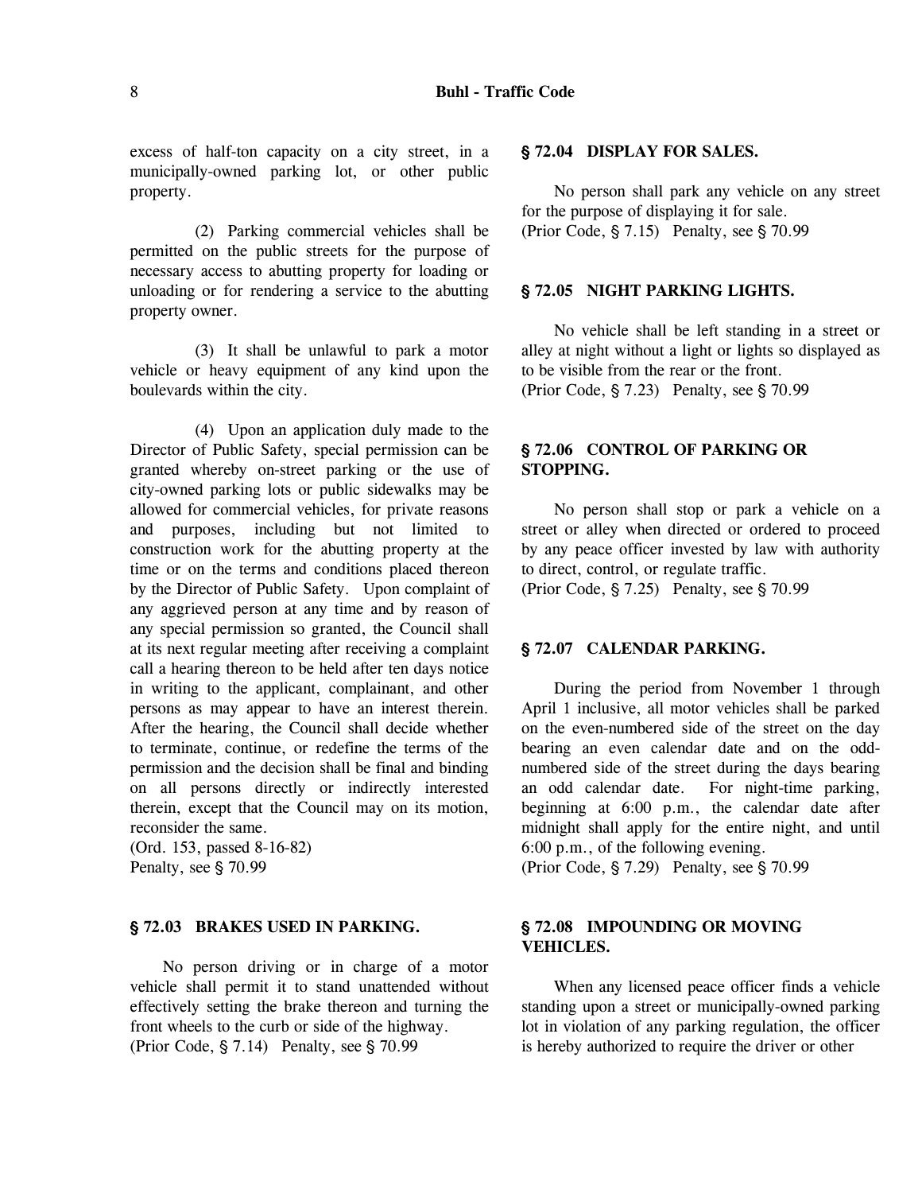excess of half-ton capacity on a city street, in a municipally-owned parking lot, or other public property.

(2) Parking commercial vehicles shall be permitted on the public streets for the purpose of necessary access to abutting property for loading or unloading or for rendering a service to the abutting property owner.

(3) It shall be unlawful to park a motor vehicle or heavy equipment of any kind upon the boulevards within the city.

(4) Upon an application duly made to the Director of Public Safety, special permission can be granted whereby on-street parking or the use of city-owned parking lots or public sidewalks may be allowed for commercial vehicles, for private reasons and purposes, including but not limited to construction work for the abutting property at the time or on the terms and conditions placed thereon by the Director of Public Safety. Upon complaint of any aggrieved person at any time and by reason of any special permission so granted, the Council shall at its next regular meeting after receiving a complaint call a hearing thereon to be held after ten days notice in writing to the applicant, complainant, and other persons as may appear to have an interest therein. After the hearing, the Council shall decide whether to terminate, continue, or redefine the terms of the permission and the decision shall be final and binding on all persons directly or indirectly interested therein, except that the Council may on its motion, reconsider the same.
(Ord. 153, passed 8-16-82)
Penalty, see § 70.99

### § 72.03 BRAKES USED IN PARKING.

No person driving or in charge of a motor vehicle shall permit it to stand unattended without effectively setting the brake thereon and turning the front wheels to the curb or side of the highway.
(Prior Code, § 7.14) Penalty, see § 70.99

### § 72.04 DISPLAY FOR SALES.

No person shall park any vehicle on any street for the purpose of displaying it for sale.
(Prior Code, § 7.15) Penalty, see § 70.99

### § 72.05 NIGHT PARKING LIGHTS.

No vehicle shall be left standing in a street or alley at night without a light or lights so displayed as to be visible from the rear or the front.
(Prior Code, § 7.23) Penalty, see § 70.99

### § 72.06 CONTROL OF PARKING OR STOPPING.

No person shall stop or park a vehicle on a street or alley when directed or ordered to proceed by any peace officer invested by law with authority to direct, control, or regulate traffic.
(Prior Code, § 7.25) Penalty, see § 70.99

### § 72.07 CALENDAR PARKING.

During the period from November 1 through April 1 inclusive, all motor vehicles shall be parked on the even-numbered side of the street on the day bearing an even calendar date and on the odd-numbered side of the street during the days bearing an odd calendar date. For night-time parking, beginning at 6:00 p.m., the calendar date after midnight shall apply for the entire night, and until 6:00 p.m., of the following evening.
(Prior Code, § 7.29) Penalty, see § 70.99

### § 72.08 IMPOUNDING OR MOVING VEHICLES.

When any licensed peace officer finds a vehicle standing upon a street or municipally-owned parking lot in violation of any parking regulation, the officer is hereby authorized to require the driver or other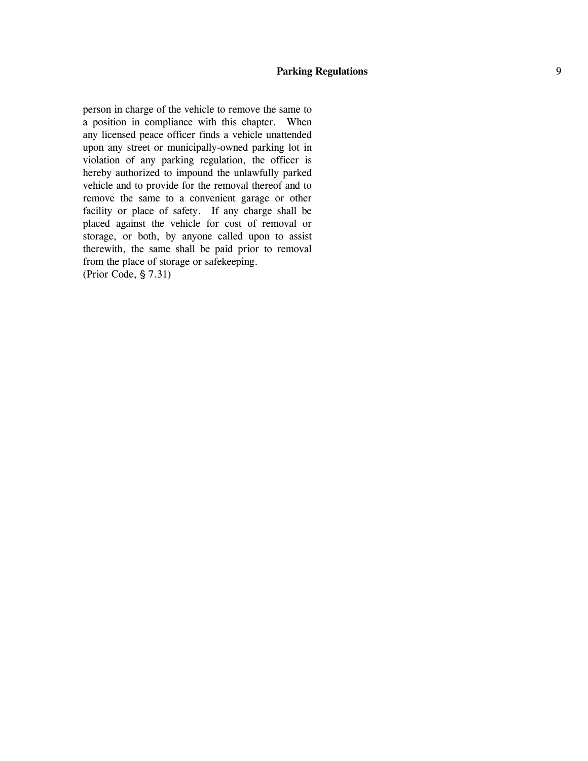person in charge of the vehicle to remove the same to a position in compliance with this chapter. When any licensed peace officer finds a vehicle unattended upon any street or municipally-owned parking lot in violation of any parking regulation, the officer is hereby authorized to impound the unlawfully parked vehicle and to provide for the removal thereof and to remove the same to a convenient garage or other facility or place of safety. If any charge shall be placed against the vehicle for cost of removal or storage, or both, by anyone called upon to assist therewith, the same shall be paid prior to removal from the place of storage or safekeeping.
(Prior Code, § 7.31)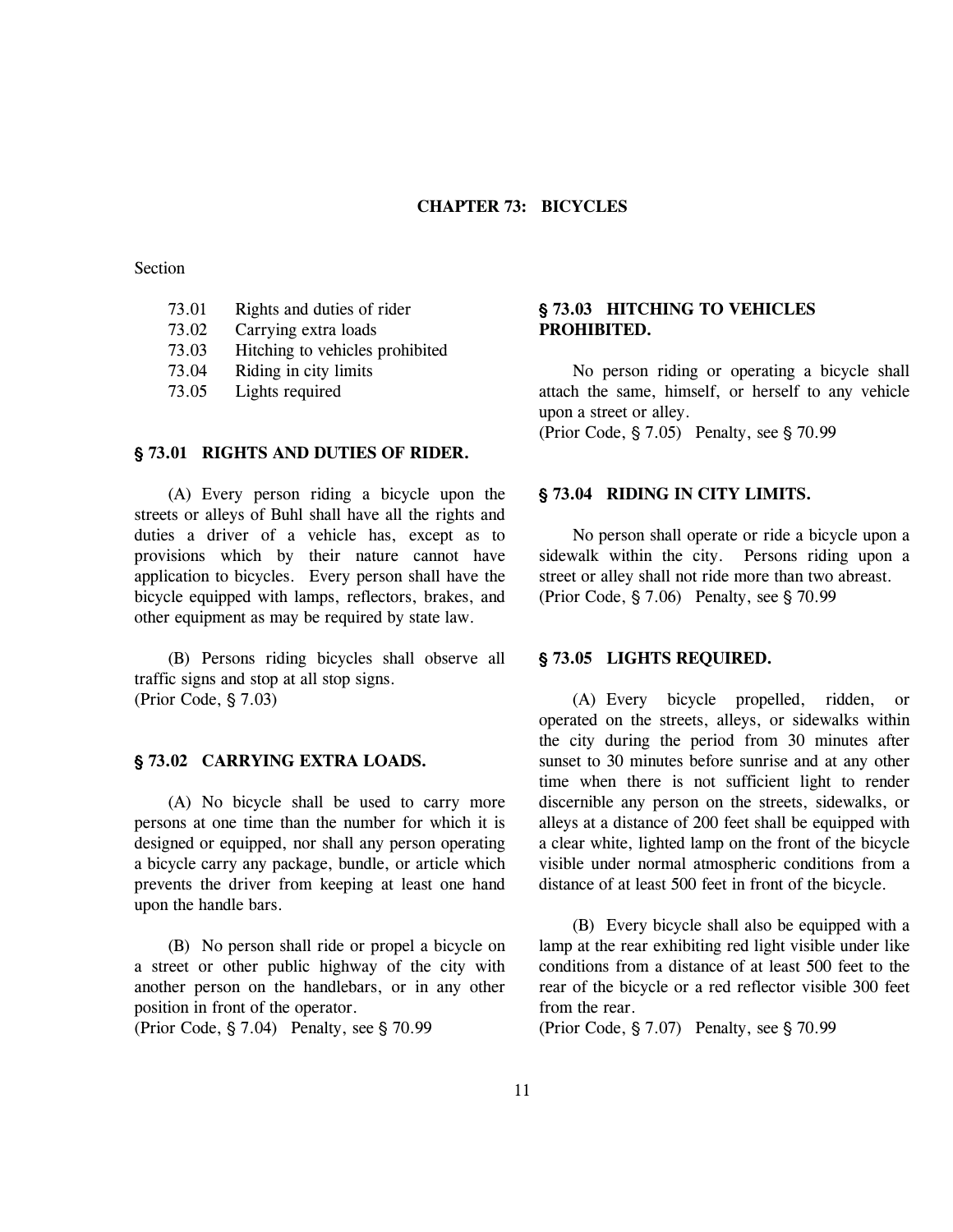# CHAPTER 73: BICYCLES

Section

- 73.01 Rights and duties of rider
- 73.02 Carrying extra loads
- 73.03 Hitching to vehicles prohibited
- 73.04 Riding in city limits
- 73.05 Lights required

## § 73.01 RIGHTS AND DUTIES OF RIDER.

(A) Every person riding a bicycle upon the streets or alleys of Buhl shall have all the rights and duties a driver of a vehicle has, except as to provisions which by their nature cannot have application to bicycles. Every person shall have the bicycle equipped with lamps, reflectors, brakes, and other equipment as may be required by state law.

(B) Persons riding bicycles shall observe all traffic signs and stop at all stop signs.
(Prior Code, § 7.03)

## § 73.02 CARRYING EXTRA LOADS.

(A) No bicycle shall be used to carry more persons at one time than the number for which it is designed or equipped, nor shall any person operating a bicycle carry any package, bundle, or article which prevents the driver from keeping at least one hand upon the handle bars.

(B) No person shall ride or propel a bicycle on a street or other public highway of the city with another person on the handlebars, or in any other position in front of the operator.
(Prior Code, § 7.04) Penalty, see § 70.99

## § 73.03 HITCHING TO VEHICLES PROHIBITED.

No person riding or operating a bicycle shall attach the same, himself, or herself to any vehicle upon a street or alley.
(Prior Code, § 7.05) Penalty, see § 70.99

## § 73.04 RIDING IN CITY LIMITS.

No person shall operate or ride a bicycle upon a sidewalk within the city. Persons riding upon a street or alley shall not ride more than two abreast.
(Prior Code, § 7.06) Penalty, see § 70.99

## § 73.05 LIGHTS REQUIRED.

(A) Every bicycle propelled, ridden, or operated on the streets, alleys, or sidewalks within the city during the period from 30 minutes after sunset to 30 minutes before sunrise and at any other time when there is not sufficient light to render discernible any person on the streets, sidewalks, or alleys at a distance of 200 feet shall be equipped with a clear white, lighted lamp on the front of the bicycle visible under normal atmospheric conditions from a distance of at least 500 feet in front of the bicycle.

(B) Every bicycle shall also be equipped with a lamp at the rear exhibiting red light visible under like conditions from a distance of at least 500 feet to the rear of the bicycle or a red reflector visible 300 feet from the rear.
(Prior Code, § 7.07) Penalty, see § 70.99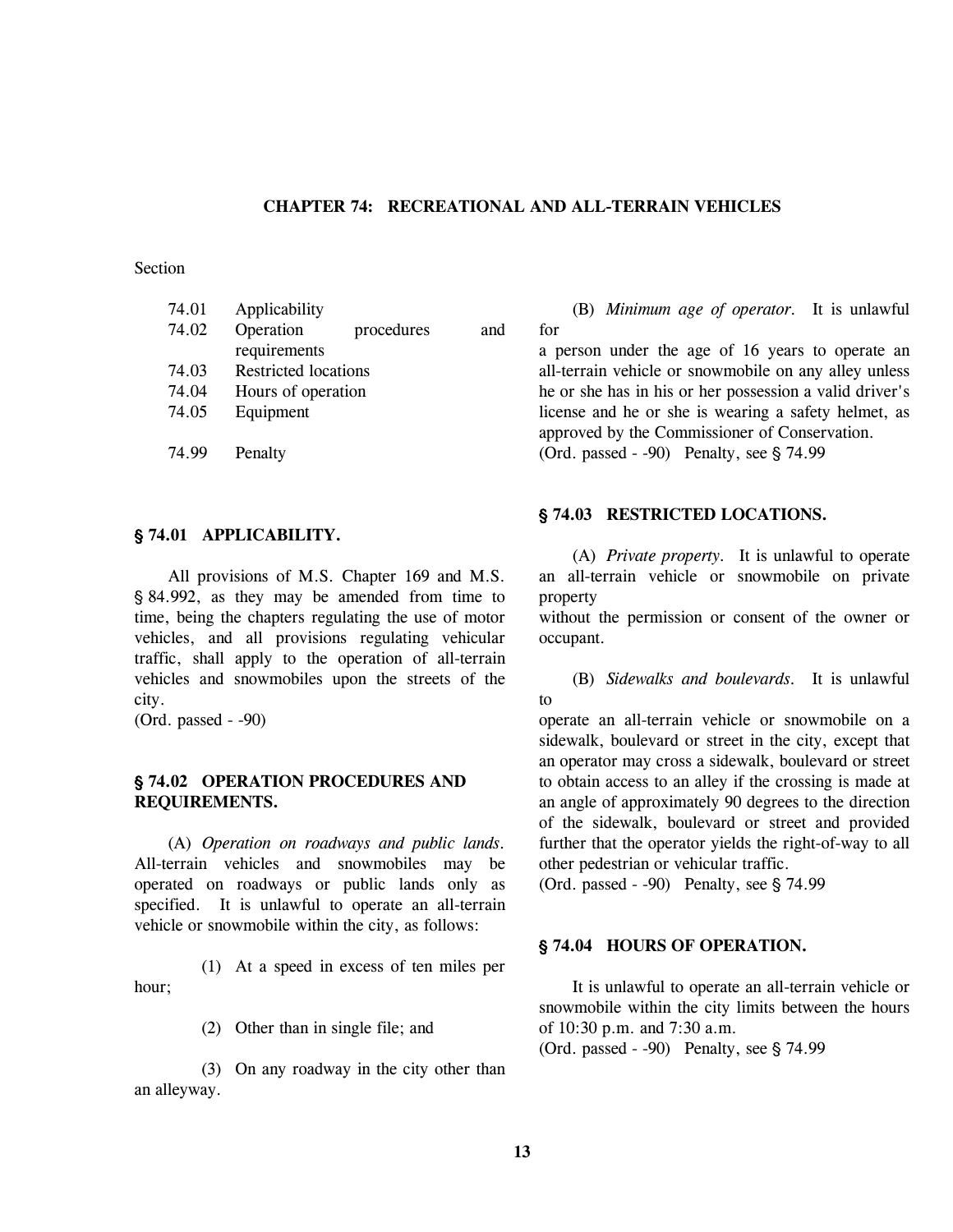# CHAPTER 74: RECREATIONAL AND ALL-TERRAIN VEHICLES

Section

| | |
|---|---|
| 74.01 | Applicability |
| 74.02 | Operation procedures and requirements |
| 74.03 | Restricted locations |
| 74.04 | Hours of operation |
| 74.05 | Equipment |
| 74.99 | Penalty |

## § 74.01 APPLICABILITY.

All provisions of M.S. Chapter 169 and M.S. § 84.992, as they may be amended from time to time, being the chapters regulating the use of motor vehicles, and all provisions regulating vehicular traffic, shall apply to the operation of all-terrain vehicles and snowmobiles upon the streets of the city.
(Ord. passed - -90)

## § 74.02 OPERATION PROCEDURES AND REQUIREMENTS.

(A) *Operation on roadways and public lands.* All-terrain vehicles and snowmobiles may be operated on roadways or public lands only as specified. It is unlawful to operate an all-terrain vehicle or snowmobile within the city, as follows:

(1) At a speed in excess of ten miles per hour;

(2) Other than in single file; and

(3) On any roadway in the city other than an alleyway.

(B) *Minimum age of operator.* It is unlawful for a person under the age of 16 years to operate an all-terrain vehicle or snowmobile on any alley unless he or she has in his or her possession a valid driver's license and he or she is wearing a safety helmet, as approved by the Commissioner of Conservation.
(Ord. passed - -90) Penalty, see § 74.99

## § 74.03 RESTRICTED LOCATIONS.

(A) *Private property.* It is unlawful to operate an all-terrain vehicle or snowmobile on private property without the permission or consent of the owner or occupant.

(B) *Sidewalks and boulevards.* It is unlawful to operate an all-terrain vehicle or snowmobile on a sidewalk, boulevard or street in the city, except that an operator may cross a sidewalk, boulevard or street to obtain access to an alley if the crossing is made at an angle of approximately 90 degrees to the direction of the sidewalk, boulevard or street and provided further that the operator yields the right-of-way to all other pedestrian or vehicular traffic.
(Ord. passed - -90) Penalty, see § 74.99

## § 74.04 HOURS OF OPERATION.

It is unlawful to operate an all-terrain vehicle or snowmobile within the city limits between the hours of 10:30 p.m. and 7:30 a.m.
(Ord. passed - -90) Penalty, see § 74.99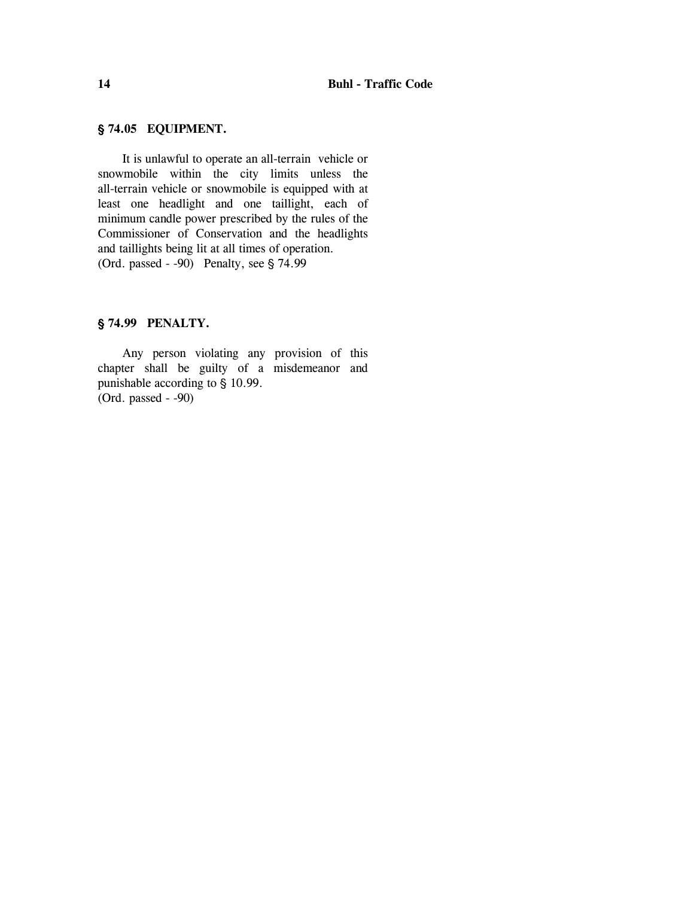## § 74.05 EQUIPMENT.

It is unlawful to operate an all-terrain vehicle or snowmobile within the city limits unless the all-terrain vehicle or snowmobile is equipped with at least one headlight and one taillight, each of minimum candle power prescribed by the rules of the Commissioner of Conservation and the headlights and taillights being lit at all times of operation.
(Ord. passed - -90) Penalty, see § 74.99

## § 74.99 PENALTY.

Any person violating any provision of this chapter shall be guilty of a misdemeanor and punishable according to § 10.99.
(Ord. passed - -90)